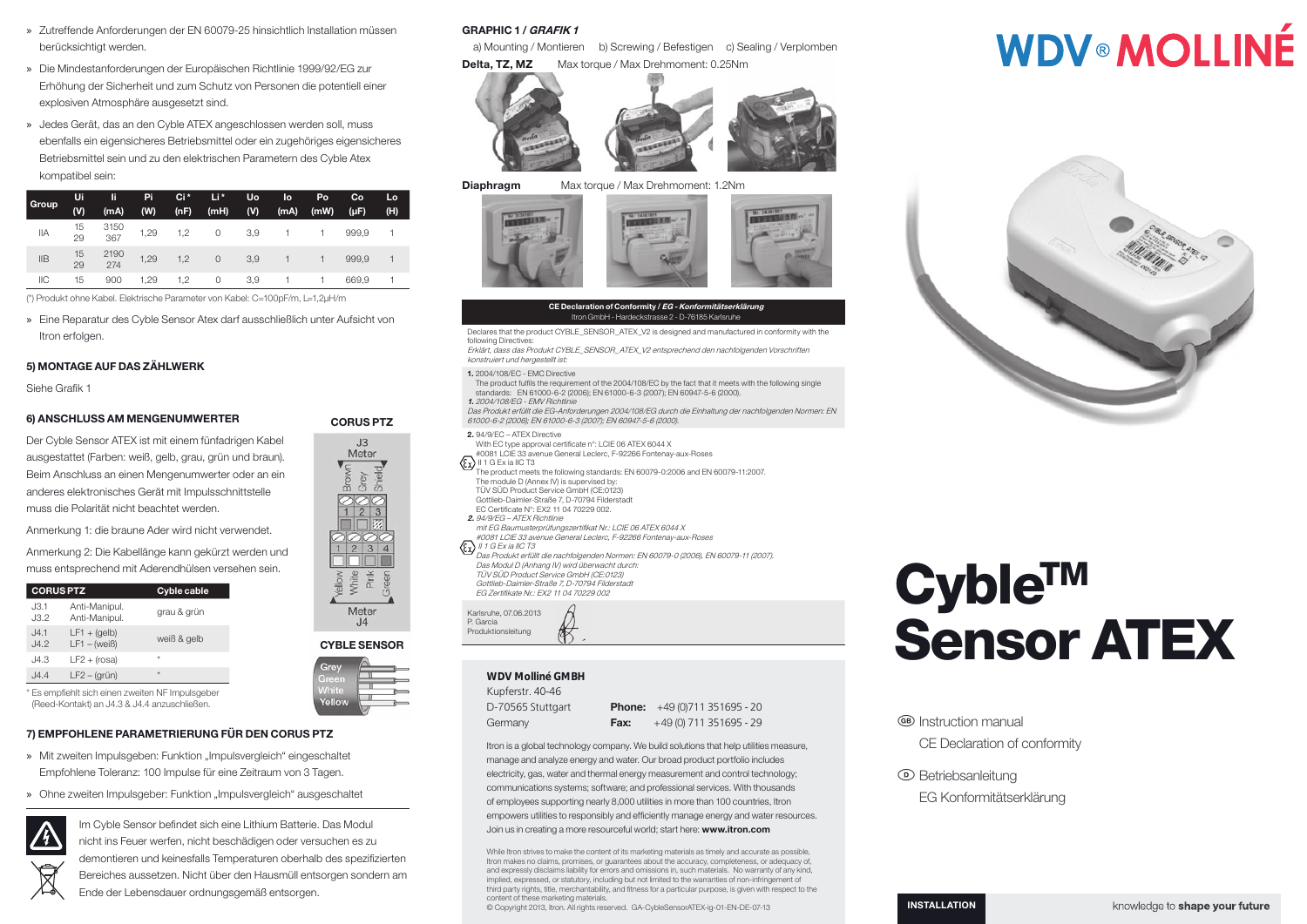» Zutreffende Anforderungen der EN 60079-25 hinsichtlich Installation müssen berücksichtigt werden.

» Die Mindestanforderungen der Europäischen Richtlinie 1999/92/EG zur Erhöhung der Sicherheit und zum Schutz von Personen die potentiell einer explosiven Atmosphäre ausgesetzt sind.

» Jedes Gerät, das an den Cyble ATEX angeschlossen werden soll, muss ebenfalls ein eigensicheres Betriebsmittel oder ein zugehöriges eigensicheres Betriebsmittel sein und zu den elektrischen Parametern des Cyble Atex kompatibel sein:

| Group | Ui (V) | Ii (mA) | Pi (W) | Ci * (nF) | Li * (mH) | Uo (V) | Io (mA) | Po (mW) | Co (µF) | Lo (H) |
|---|---|---|---|---|---|---|---|---|---|---|
| IIA | 15<br>29 | 3150<br>367 | 1,29 | 1,2 | 0 | 3,9 | 1 | 1 | 999,9 | 1 |
| IIB | 15<br>29 | 2190<br>274 | 1,29 | 1,2 | 0 | 3,9 | 1 | 1 | 999,9 | 1 |
| IIC | 15 | 900 | 1,29 | 1,2 | 0 | 3,9 | 1 | 1 | 669,9 | 1 |

(*) Produkt ohne Kabel. Elektrische Parameter von Kabel: C=100pF/m, L=1,2µH/m

» Eine Reparatur des Cyble Sensor Atex darf ausschließlich unter Aufsicht von Itron erfolgen.

## 5) MONTAGE AUF DAS ZÄHLWERK

Siehe Grafik 1

## 6) ANSCHLUSS AM MENGENUMWERTER

Der Cyble Sensor ATEX ist mit einem fünfadrigen Kabel ausgestattet (Farben: weiß, gelb, grau, grün und braun). Beim Anschluss an einen Mengenumwerter oder an ein anderes elektronisches Gerät mit Impulsschnittstelle muss die Polarität nicht beachtet werden.

Anmerkung 1: die braune Ader wird nicht verwendet.

Anmerkung 2: Die Kabellänge kann gekürzt werden und muss entsprechend mit Aderendhülsen versehen sein.

| CORUS PTZ | | Cyble cable |
|---|---|---|
| J3.1<br>J3.2 | Anti-Manipul.<br>Anti-Manipul. | grau & grün |
| J4.1<br>J4.2 | LF1 + (gelb)<br>LF1 – (weiß) | weiß & gelb |
| J4.3 | LF2 + (rosa) | * |
| J4.4 | LF2 – (grün) | * |

* Es empfiehlt sich einen zweiten NF Impulsgeber (Reed-Kontakt) an J4.3 & J4.4 anzuschließen.

**CORUS PTZ**

J3 Meter: Brown, Grey, Shield — 1, 2, 3

1, 2, 3, 4 — Yellow, White, Pink, Green — Meter J4

**CYBLE SENSOR**

Grey, Green, White, Yellow

## 7) EMPFOHLENE PARAMETRIERUNG FÜR DEN CORUS PTZ

» Mit zweiten Impulsgeber: Funktion „Impulsvergleich" eingeschaltet
Empfohlene Toleranz: 100 Impulse für eine Zeitraum von 3 Tagen.

» Ohne zweiten Impulsgeber: Funktion „Impulsvergleich" ausgeschaltet

Im Cyble Sensor befindet sich eine Lithium Batterie. Das Modul nicht ins Feuer werfen, nicht beschädigen oder versuchen es zu demontieren und keinesfalls Temperaturen oberhalb des spezifizierten Bereiches aussetzen. Nicht über den Hausmüll entsorgen sondern am Ende der Lebensdauer ordnungsgemäß entsorgen.

**GRAPHIC 1 / *GRAFIK 1***

a) Mounting / Montieren b) Screwing / Befestigen c) Sealing / Verplomben

**Delta, TZ, MZ** Max torque / Max Drehmoment: 0.25Nm

**Diaphragm** Max torque / Max Drehmoment: 1.2Nm

**CE Declaration of Conformity / *EG - Konformitätserklärung***
Itron GmbH - Hardeckstrasse 2 - D-76185 Karlsruhe

Declares that the product CYBLE_SENSOR_ATEX_V2 is designed and manufactured in conformity with the following Directives:
*Erklärt, dass das Produkt CYBLE_SENSOR_ATEX_V2 entsprechend den nachfolgenden Vorschriften konstruiert und hergestellt ist:*

**1.** 2004/108/EC - EMC Directive
The product fulfils the requirement of the 2004/108/EC by the fact that it meets with the following single standards: EN 61000-6-2 (2006); EN 61000-6-3 (2007); EN 60947-5-6 (2000).
***1.*** *2004/108/EG - EMV Richtlinie*
*Das Produkt erfüllt die EG-Anforderungen 2004/108/EG durch die Einhaltung der nachfolgenden Normen: EN 61000-6-2 (2006); EN 61000-6-3 (2007); EN 60947-5-6 (2000).*

**2.** 94/9/EC – ATEX Directive
With EC type approval certificate n°: LCIE 06 ATEX 6044 X
#0081 LCIE 33 avenue General Leclerc, F-92266 Fontenay-aux-Roses
II 1 G Ex ia IIC T3
The product meets the following standards: EN 60079-0:2006 and EN 60079-11:2007.
The module D (Annex IV) is supervised by:
TÜV SÜD Product Service GmbH (CE:0123)
Gottlieb-Daimler-Straße 7, D-70794 Filderstadt
EC Certificate N°: EX2 11 04 70229 002.
***2.*** *94/9/EG – ATEX Richtlinie*
*mit EG Baumusterprüfungszertifikat Nr.: LCIE 06 ATEX 6044 X*
*#0081 LCIE 33 avenue General Leclerc, F-92266 Fontenay-aux-Roses*
*II 1 G Ex ia IIC T3*
*Das Produkt erfüllt die nachfolgenden Normen: EN 60079-0 (2006), EN 60079-11 (2007).*
*Das Modul D (Anhang IV) wird überwacht durch:*
*TÜV SÜD Product Service GmbH (CE:0123)*
*Gottlieb-Daimler-Straße 7, D-70794 Filderstadt*
*EG Zertifikate Nr.: EX2 11 04 70229 002*

Karlsruhe, 07.06.2013
P. Garcia
Produktionsleitung

**WDV Molliné GMBH**
Kupferstr. 40-46
D-70565 Stuttgart
Germany

**Phone:** +49 (0)711 351695 - 20
**Fax:** +49 (0) 711 351695 - 29

Itron is a global technology company. We build solutions that help utilities measure, manage and analyze energy and water. Our broad product portfolio includes electricity, gas, water and thermal energy measurement and control technology; communications systems; software; and professional services. With thousands of employees supporting nearly 8,000 utilities in more than 100 countries, Itron empowers utilities to responsibly and efficiently manage energy and water resources. Join us in creating a more resourceful world; start here: **www.itron.com**

While Itron strives to make the content of its marketing materials as timely and accurate as possible, Itron makes no claims, promises, or guarantees about the accuracy, completeness, or adequacy of, and expressly disclaims liability for errors and omissions in, such materials. No warranty of any kind, implied, expressed, or statutory, including but not limited to the warranties of non-infringement of third party rights, title, merchantability, and fitness for a particular purpose, is given with respect to the content of these marketing materials.
© Copyright 2013, Itron. All rights reserved. GA-CybleSensorATEX-ig-01-EN-DE-07-13

**WDV® MOLLINÉ**

# Cyble™ Sensor ATEX

(GB) Instruction manual
CE Declaration of conformity

(D) Betriebsanleitung
EG Konformitätserklärung

**INSTALLATION**

knowledge to **shape your future**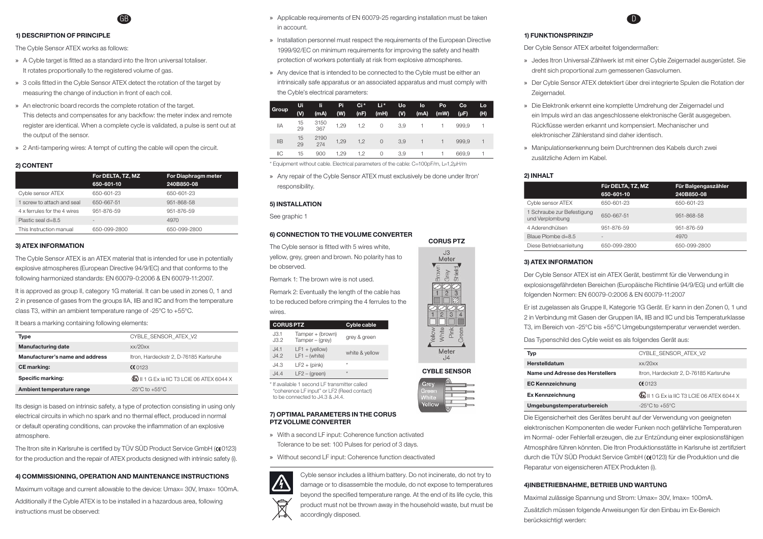GB

## 1) DESCRIPTION OF PRINCIPLE

The Cyble Sensor ATEX works as follows:

- » A Cyble target is fitted as a standard into the Itron universal totaliser. It rotates proportionally to the registered volume of gas.
- » 3 coils fitted in the Cyble Sensor ATEX detect the rotation of the target by measuring the change of induction in front of each coil.
- » An electronic board records the complete rotation of the target. This detects and compensates for any backflow: the meter index and remote register are identical. When a complete cycle is validated, a pulse is sent out at the output of the sensor.
- » 2 Anti-tampering wires: A tempt of cutting the cable will open the circuit.

## 2) CONTENT

| | For DELTA, TZ, MZ 650-601-10 | For Diaphragm meter 240B850-08 |
|---|---|---|
| Cyble sensor ATEX | 650-601-23 | 650-601-23 |
| 1 screw to attach and seal | 650-667-51 | 951-868-58 |
| 4 x ferrules for the 4 wires | 951-876-59 | 951-876-59 |
| Plastic seal d=8.5 | - | 4970 |
| This Instruction manual | 650-099-2800 | 650-099-2800 |

## 3) ATEX INFORMATION

The Cyble Sensor ATEX is an ATEX material that is intended for use in potentially explosive atmospheres (European Directive 94/9/EC) and that conforms to the following harmonized standards: EN 60079-0:2006 & EN 60079-11:2007.

It is approved as group II, category 1G material. It can be used in zones 0, 1 and 2 in presence of gases from the groups IIA, IIB and IIC and from the temperature class T3, within an ambient temperature range of -25°C to +55°C.

It bears a marking containing following elements:

| | |
|---|---|
| **Type** | CYBLE_SENSOR_ATEX_V2 |
| **Manufacturing date** | xx/20xx |
| **Manufacturer's name and address** | Itron, Hardeckstr 2, D-76185 Karlsruhe |
| **CE marking:** | CE 0123 |
| **Specific marking:** | Ex II 1 G Ex ia IIC T3 LCIE 06 ATEX 6044 X |
| **Ambient temperature range** | -25°C to +55°C |

Its design is based on intrinsic safety, a type of protection consisting in using only electrical circuits in which no spark and no thermal effect, produced in normal or default operating conditions, can provoke the inflammation of an explosive atmosphere.

The Itron site in Karlsruhe is certified by TÜV SÜD Product Service GmbH (CE 0123) for the production and the repair of ATEX products designed with intrinsic safety (i).

## 4) COMMISSIONING, OPERATION AND MAINTENANCE INSTRUCTIONS

Maximum voltage and current allowable to the device: Umax= 30V, Imax= 100mA.

Additionally if the Cyble ATEX is to be installed in a hazardous area, following instructions must be observed:

- » Applicable requirements of EN 60079-25 regarding installation must be taken in account.
- » Installation personnel must respect the requirements of the European Directive 1999/92/EC on minimum requirements for improving the safety and health protection of workers potentially at risk from explosive atmospheres.
- » Any device that is intended to be connected to the Cyble must be either an intrinsically safe apparatus or an associated apparatus and must comply with the Cyble's electrical parameters:

| Group | Ui (V) | Ii (mA) | Pi (W) | Ci* (nF) | Li* (mH) | Uo (V) | Io (mA) | Po (mW) | Co (µF) | Lo (H) |
|---|---|---|---|---|---|---|---|---|---|---|
| IIA | 15<br>29 | 3150<br>367 | 1,29 | 1,2 | 0 | 3,9 | 1 | 1 | 999,9 | 1 |
| IIB | 15<br>29 | 2190<br>274 | 1,29 | 1,2 | 0 | 3,9 | 1 | 1 | 999,9 | 1 |
| IIC | 15 | 900 | 1,29 | 1,2 | 0 | 3,9 | 1 | 1 | 669,9 | 1 |

\* Equipment without cable. Electrical parameters of the cable: C=100pF/m, L=1,2µH/m

- » Any repair of the Cyble Sensor ATEX must exclusively be done under Itron' responsibility.

## 5) INSTALLATION

See graphic 1

## 6) CONNECTION TO THE VOLUME CONVERTER

The Cyble sensor is fitted with 5 wires white, yellow, grey, green and brown. No polarity has to be observed.

Remark 1: The brown wire is not used.

Remark 2: Eventually the length of the cable has to be reduced before crimping the 4 ferrules to the wires.

| CORUS PTZ | | Cyble cable |
|---|---|---|
| J3.1<br>J3.2 | Tamper + (brown)<br>Tamper – (grey) | grey & green |
| J4.1<br>J4.2 | LF1 + (yellow)<br>LF1 – (white) | white & yellow |
| J4.3 | LF2 + (pink) | * |
| J4.4 | LF2 – (green) | * |

\* If available 1 second LF transmitter called "coherence LF input" or LF2 (Reed contact) to be connected to J4.3 & J4.4.

CORUS PTZ

J3 Meter

Brown Grey Shield

1 2 3

1 2 3 4

Yellow White Pink Green

Meter J4

CYBLE SENSOR

Grey
Green
White
Yellow

## 7) OPTIMAL PARAMETERS IN THE CORUS PTZ VOLUME CONVERTER

- » With a second LF input: Coherence function activated Tolerance to be set: 100 Pulses for period of 3 days.
- » Without second LF input: Coherence function deactivated

Cyble sensor includes a lithium battery. Do not incinerate, do not try to damage or to disassemble the module, do not expose to temperatures beyond the specified temperature range. At the end of its life cycle, this product must not be thrown away in the household waste, but must be accordingly disposed.

D

## 1) FUNKTIONSPRINZIP

Der Cyble Sensor ATEX arbeitet folgendermaßen:

- » Jedes Itron Universal-Zählwerk ist mit einer Cyble Zeigernadel ausgerüstet. Sie dreht sich proportional zum gemessenen Gasvolumen.
- » Der Cyble Sensor ATEX detektiert über drei integrierte Spulen die Rotation der Zeigernadel.
- » Die Elektronik erkennt eine komplette Umdrehung der Zeigernadel und ein Impuls wird an das angeschlossene elektronische Gerät ausgegeben. Rückflüsse werden erkannt und kompensiert. Mechanischer und elektronischer Zählerstand sind daher identisch.
- » Manipulationserkennung beim Durchtrennen des Kabels durch zwei zusätzliche Adern im Kabel.

## 2) INHALT

| | Für DELTA, TZ, MZ 650-601-10 | Für Balgengaszähler 240B850-08 |
|---|---|---|
| Cyble sensor ATEX | 650-601-23 | 650-601-23 |
| 1 Schraube zur Befestigung und Verplombung | 650-667-51 | 951-868-58 |
| 4 Aderendhülsen | 951-876-59 | 951-876-59 |
| Blaue Plombe d=8.5 | - | 4970 |
| Diese Betriebsanleitung | 650-099-2800 | 650-099-2800 |

## 3) ATEX INFORMATION

Der Cyble Sensor ATEX ist ein ATEX Gerät, bestimmt für die Verwendung in explosionsgefährdeten Bereichen (Europäische Richtlinie 94/9/EG) und erfüllt die folgenden Normen: EN 60079-0:2006 & EN 60079-11:2007

Er ist zugelassen als Gruppe II, Kategorie 1G Gerät. Er kann in den Zonen 0, 1 und 2 in Verbindung mit Gasen der Gruppen IIA, IIB und IIC und bis Temperaturklasse T3, im Bereich von -25°C bis +55°C Umgebungstemperatur verwendet werden.

Das Typenschild des Cyble weist es als folgendes Gerät aus:

| | |
|---|---|
| **Typ** | CYBLE_SENSOR_ATEX_V2 |
| **Herstelldatum** | xx/20xx |
| **Name und Adresse des Herstellers** | Itron, Hardeckstr 2, D-76185 Karlsruhe |
| **EC Kennzeichnung** | CE 0123 |
| **Ex Kennzeichnung** | Ex II 1 G Ex ia IIC T3 LCIE 06 ATEX 6044 X |
| **Umgebungstemperaturbereich** | -25°C to +55°C |

Die Eigensicherheit des Gerätes beruht auf der Verwendung von geeigneten elektronischen Komponenten die weder Funken noch gefährliche Temperaturen im Normal- oder Fehlerfall erzeugen, die zur Entzündung einer explosionsfähigen Atmosphäre führen könnten. Die Itron Produktionsstätte in Karlsruhe ist zertifiziert durch die TÜV SÜD Produkt Service GmbH (CE 0123) für die Produktion und die Reparatur von eigensicheren ATEX Produkten (i).

## 4)INBETRIEBNAHME, BETRIEB UND WARTUNG

Maximal zulässige Spannung und Strom: Umax= 30V, Imax= 100mA.

Zusätzlich müssen folgende Anweisungen für den Einbau im Ex-Bereich berücksichtigt werden: